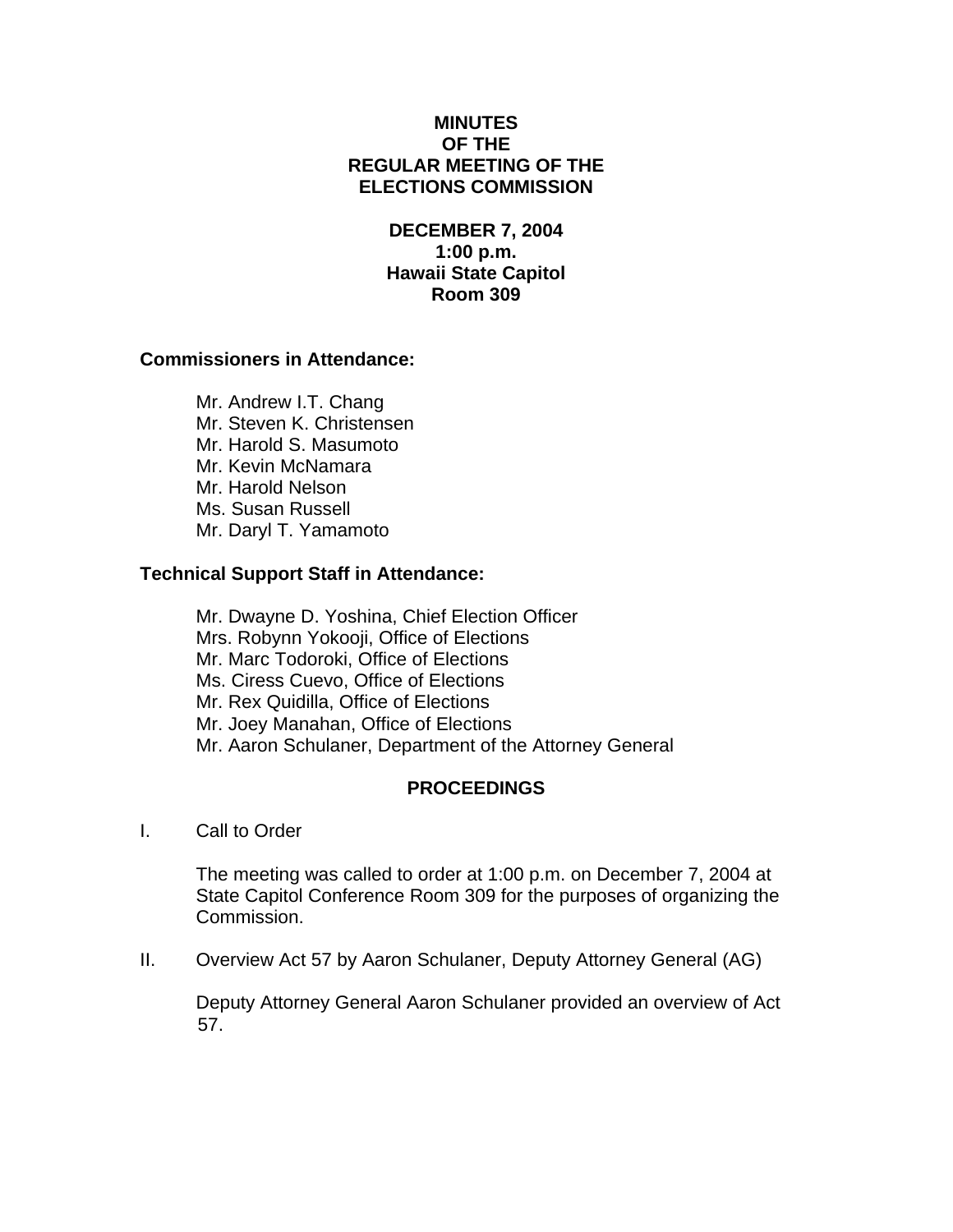# MINUTES OF THE REGULAR MEETING OF THE ELECTIONS COMMISSION

**DECEMBER 7, 2004**
**1:00 p.m.**
**Hawaii State Capitol**
**Room 309**

**Commissioners in Attendance:**

Mr. Andrew I.T. Chang
Mr. Steven K. Christensen
Mr. Harold S. Masumoto
Mr. Kevin McNamara
Mr. Harold Nelson
Ms. Susan Russell
Mr. Daryl T. Yamamoto

**Technical Support Staff in Attendance:**

Mr. Dwayne D. Yoshina, Chief Election Officer
Mrs. Robynn Yokooji, Office of Elections
Mr. Marc Todoroki, Office of Elections
Ms. Ciress Cuevo, Office of Elections
Mr. Rex Quidilla, Office of Elections
Mr. Joey Manahan, Office of Elections
Mr. Aaron Schulaner, Department of the Attorney General

## PROCEEDINGS

I. Call to Order

The meeting was called to order at 1:00 p.m. on December 7, 2004 at State Capitol Conference Room 309 for the purposes of organizing the Commission.

II. Overview Act 57 by Aaron Schulaner, Deputy Attorney General (AG)

Deputy Attorney General Aaron Schulaner provided an overview of Act 57.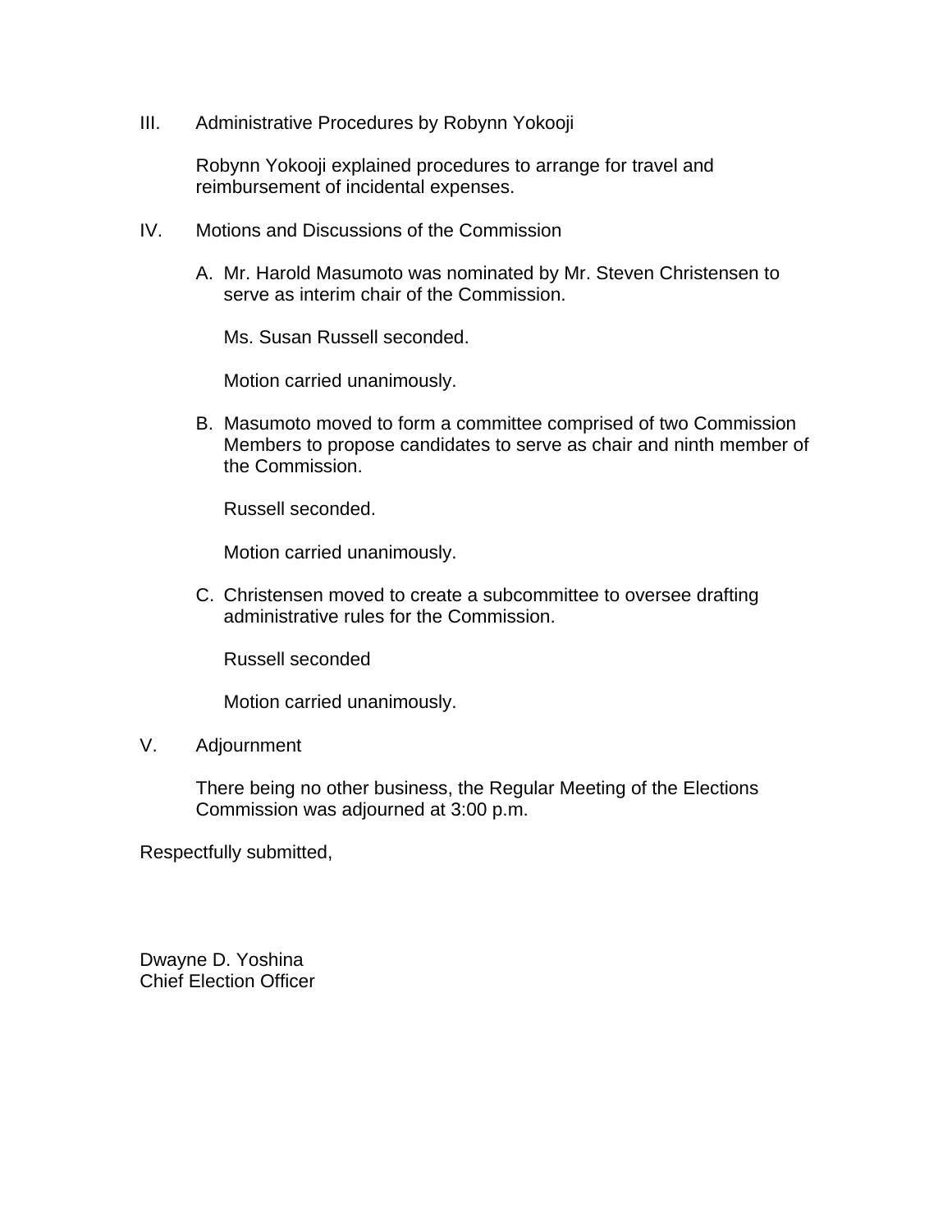III. Administrative Procedures by Robynn Yokooji

Robynn Yokooji explained procedures to arrange for travel and reimbursement of incidental expenses.

IV. Motions and Discussions of the Commission

A. Mr. Harold Masumoto was nominated by Mr. Steven Christensen to serve as interim chair of the Commission.

   Ms. Susan Russell seconded.

   Motion carried unanimously.

B. Masumoto moved to form a committee comprised of two Commission Members to propose candidates to serve as chair and ninth member of the Commission.

   Russell seconded.

   Motion carried unanimously.

C. Christensen moved to create a subcommittee to oversee drafting administrative rules for the Commission.

   Russell seconded

   Motion carried unanimously.

V. Adjournment

There being no other business, the Regular Meeting of the Elections Commission was adjourned at 3:00 p.m.

Respectfully submitted,

Dwayne D. Yoshina  
Chief Election Officer